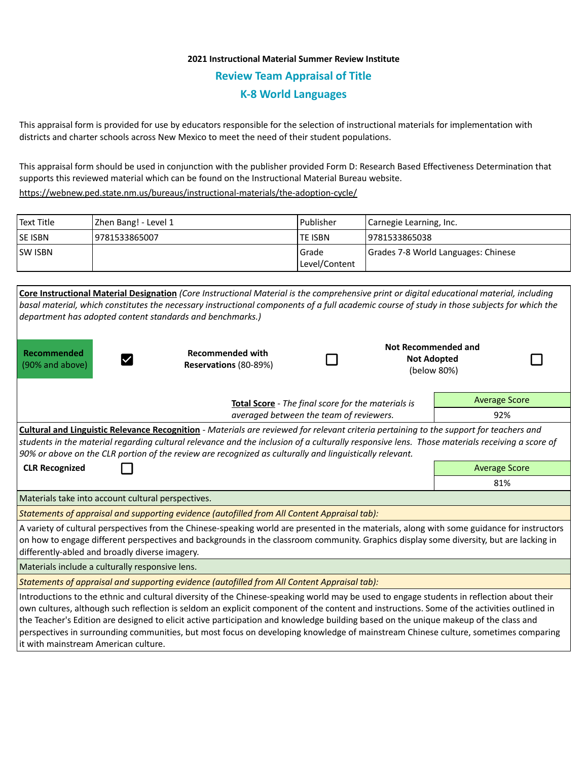**2021 Instructional Material Summer Review Institute**

## Review Team Appraisal of Title

## K-8 World Languages

This appraisal form is provided for use by educators responsible for the selection of instructional materials for implementation with districts and charter schools across New Mexico to meet the need of their student populations.

This appraisal form should be used in conjunction with the publisher provided Form D: Research Based Effectiveness Determination that supports this reviewed material which can be found on the Instructional Material Bureau website.

https://webnew.ped.state.nm.us/bureaus/instructional-materials/the-adoption-cycle/

| Text Title | Zhen Bang! - Level 1 | Publisher | Carnegie Learning, Inc. |
|---|---|---|---|
| SE ISBN | 9781533865007 | TE ISBN | 9781533865038 |
| SW ISBN | | Grade Level/Content | Grades 7-8 World Languages: Chinese |

**Core Instructional Material Designation** *(Core Instructional Material is the comprehensive print or digital educational material, including basal material, which constitutes the necessary instructional components of a full academic course of study in those subjects for which the department has adopted content standards and benchmarks.)*

| Recommended (90% and above) | ☑ | Recommended with Reservations (80-89%) | ☐ | Not Recommended and Not Adopted (below 80%) | ☐ |
|---|---|---|---|---|---|

**Total Score** - *The final score for the materials is averaged between the team of reviewers.*

| Average Score |
|---|
| 92% |

**Cultural and Linguistic Relevance Recognition** - *Materials are reviewed for relevant criteria pertaining to the support for teachers and students in the material regarding cultural relevance and the inclusion of a culturally responsive lens. Those materials receiving a score of 90% or above on the CLR portion of the review are recognized as culturally and linguistically relevant.*

**CLR Recognized** ☐

| Average Score |
|---|
| 81% |

Materials take into account cultural perspectives.

*Statements of appraisal and supporting evidence (autofilled from All Content Appraisal tab):*

A variety of cultural perspectives from the Chinese-speaking world are presented in the materials, along with some guidance for instructors on how to engage different perspectives and backgrounds in the classroom community. Graphics display some diversity, but are lacking in differently-abled and broadly diverse imagery.

Materials include a culturally responsive lens.

*Statements of appraisal and supporting evidence (autofilled from All Content Appraisal tab):*

Introductions to the ethnic and cultural diversity of the Chinese-speaking world may be used to engage students in reflection about their own cultures, although such reflection is seldom an explicit component of the content and instructions. Some of the activities outlined in the Teacher's Edition are designed to elicit active participation and knowledge building based on the unique makeup of the class and perspectives in surrounding communities, but most focus on developing knowledge of mainstream Chinese culture, sometimes comparing it with mainstream American culture.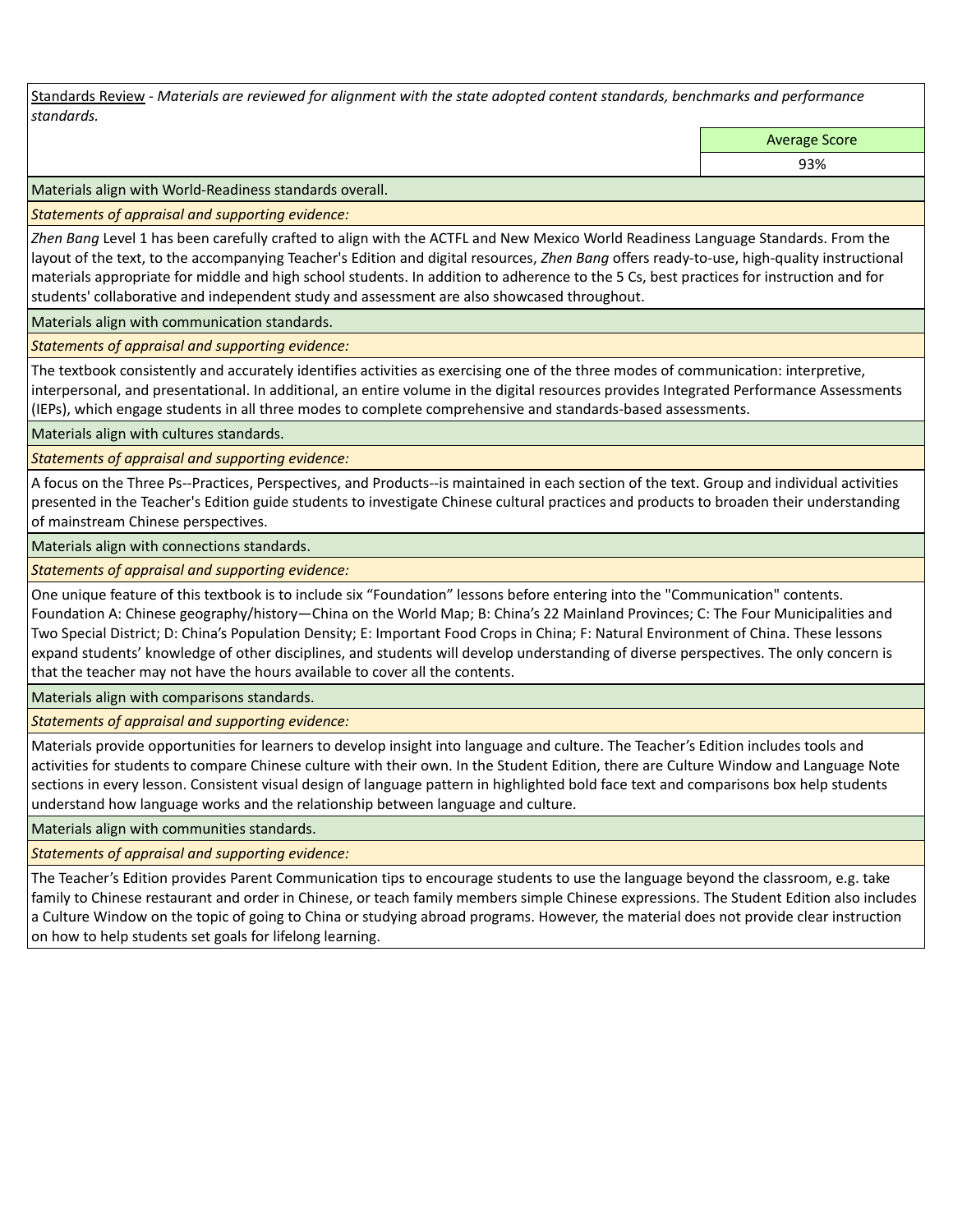Standards Review - *Materials are reviewed for alignment with the state adopted content standards, benchmarks and performance standards.*

| | Average Score |
|---|---|
| | 93% |

Materials align with World-Readiness standards overall.

*Statements of appraisal and supporting evidence:*

*Zhen Bang* Level 1 has been carefully crafted to align with the ACTFL and New Mexico World Readiness Language Standards. From the layout of the text, to the accompanying Teacher's Edition and digital resources, *Zhen Bang* offers ready-to-use, high-quality instructional materials appropriate for middle and high school students. In addition to adherence to the 5 Cs, best practices for instruction and for students' collaborative and independent study and assessment are also showcased throughout.

Materials align with communication standards.

*Statements of appraisal and supporting evidence:*

The textbook consistently and accurately identifies activities as exercising one of the three modes of communication: interpretive, interpersonal, and presentational. In additional, an entire volume in the digital resources provides Integrated Performance Assessments (IEPs), which engage students in all three modes to complete comprehensive and standards-based assessments.

Materials align with cultures standards.

*Statements of appraisal and supporting evidence:*

A focus on the Three Ps--Practices, Perspectives, and Products--is maintained in each section of the text. Group and individual activities presented in the Teacher's Edition guide students to investigate Chinese cultural practices and products to broaden their understanding of mainstream Chinese perspectives.

Materials align with connections standards.

*Statements of appraisal and supporting evidence:*

One unique feature of this textbook is to include six "Foundation" lessons before entering into the "Communication" contents. Foundation A: Chinese geography/history—China on the World Map; B: China's 22 Mainland Provinces; C: The Four Municipalities and Two Special District; D: China's Population Density; E: Important Food Crops in China; F: Natural Environment of China. These lessons expand students' knowledge of other disciplines, and students will develop understanding of diverse perspectives. The only concern is that the teacher may not have the hours available to cover all the contents.

Materials align with comparisons standards.

*Statements of appraisal and supporting evidence:*

Materials provide opportunities for learners to develop insight into language and culture. The Teacher's Edition includes tools and activities for students to compare Chinese culture with their own. In the Student Edition, there are Culture Window and Language Note sections in every lesson. Consistent visual design of language pattern in highlighted bold face text and comparisons box help students understand how language works and the relationship between language and culture.

Materials align with communities standards.

*Statements of appraisal and supporting evidence:*

The Teacher's Edition provides Parent Communication tips to encourage students to use the language beyond the classroom, e.g. take family to Chinese restaurant and order in Chinese, or teach family members simple Chinese expressions. The Student Edition also includes a Culture Window on the topic of going to China or studying abroad programs. However, the material does not provide clear instruction on how to help students set goals for lifelong learning.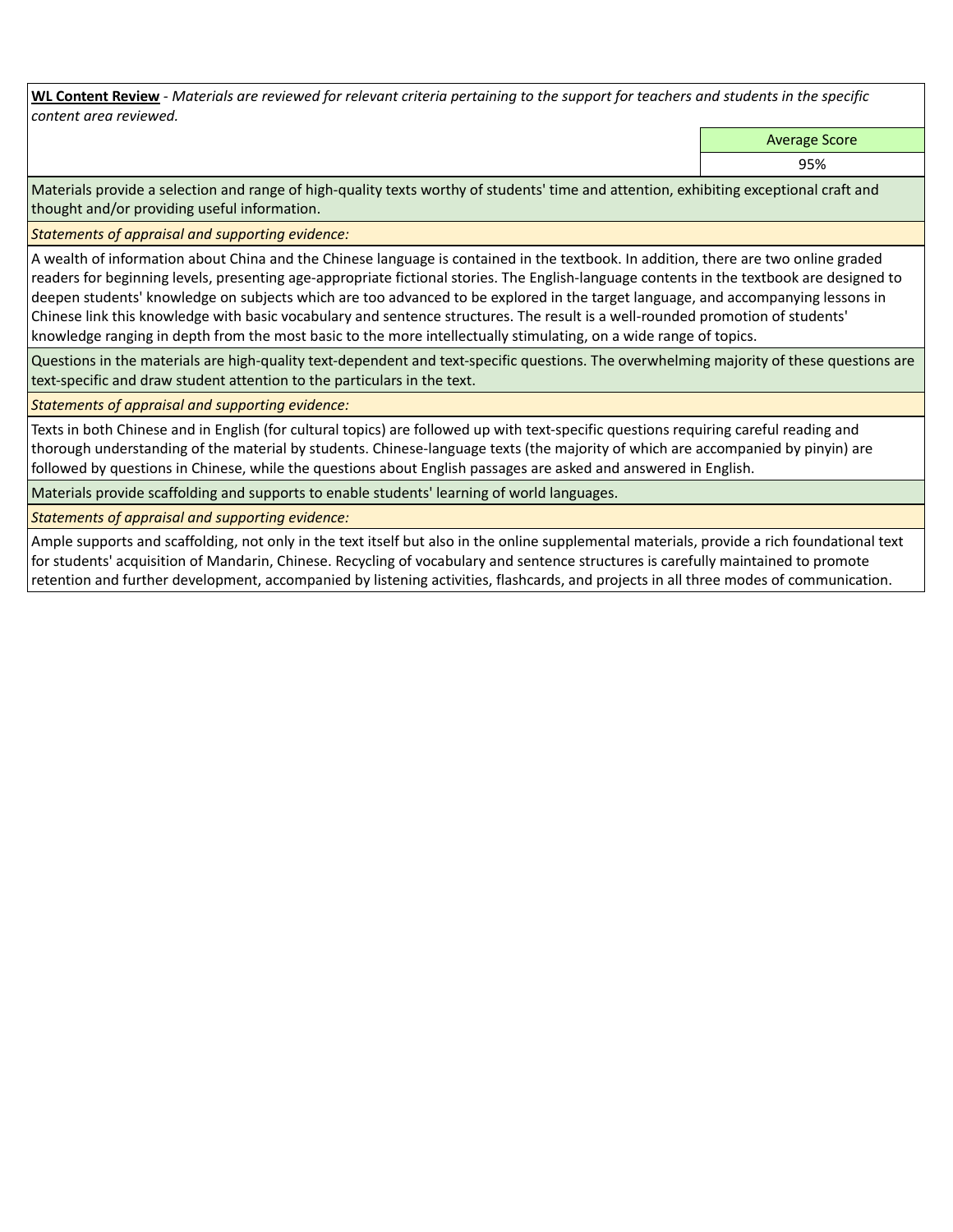**<u>WL Content Review</u>** - *Materials are reviewed for relevant criteria pertaining to the support for teachers and students in the specific content area reviewed.*

| | Average Score |
|---|---|
| | 95% |

Materials provide a selection and range of high-quality texts worthy of students' time and attention, exhibiting exceptional craft and thought and/or providing useful information.

*Statements of appraisal and supporting evidence:*

A wealth of information about China and the Chinese language is contained in the textbook. In addition, there are two online graded readers for beginning levels, presenting age-appropriate fictional stories. The English-language contents in the textbook are designed to deepen students' knowledge on subjects which are too advanced to be explored in the target language, and accompanying lessons in Chinese link this knowledge with basic vocabulary and sentence structures. The result is a well-rounded promotion of students' knowledge ranging in depth from the most basic to the more intellectually stimulating, on a wide range of topics.

Questions in the materials are high-quality text-dependent and text-specific questions. The overwhelming majority of these questions are text-specific and draw student attention to the particulars in the text.

*Statements of appraisal and supporting evidence:*

Texts in both Chinese and in English (for cultural topics) are followed up with text-specific questions requiring careful reading and thorough understanding of the material by students. Chinese-language texts (the majority of which are accompanied by pinyin) are followed by questions in Chinese, while the questions about English passages are asked and answered in English.

Materials provide scaffolding and supports to enable students' learning of world languages.

*Statements of appraisal and supporting evidence:*

Ample supports and scaffolding, not only in the text itself but also in the online supplemental materials, provide a rich foundational text for students' acquisition of Mandarin, Chinese. Recycling of vocabulary and sentence structures is carefully maintained to promote retention and further development, accompanied by listening activities, flashcards, and projects in all three modes of communication.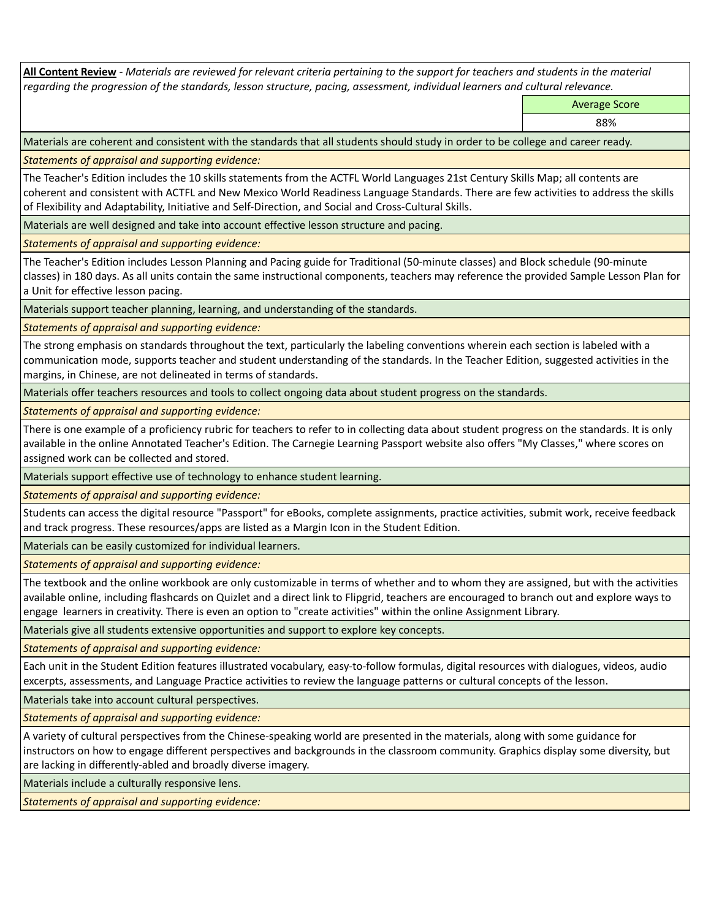**All Content Review** - *Materials are reviewed for relevant criteria pertaining to the support for teachers and students in the material regarding the progression of the standards, lesson structure, pacing, assessment, individual learners and cultural relevance.*

| | Average Score |
|---|---|
| | 88% |

Materials are coherent and consistent with the standards that all students should study in order to be college and career ready.

*Statements of appraisal and supporting evidence:*

The Teacher's Edition includes the 10 skills statements from the ACTFL World Languages 21st Century Skills Map; all contents are coherent and consistent with ACTFL and New Mexico World Readiness Language Standards. There are few activities to address the skills of Flexibility and Adaptability, Initiative and Self-Direction, and Social and Cross-Cultural Skills.

Materials are well designed and take into account effective lesson structure and pacing.

*Statements of appraisal and supporting evidence:*

The Teacher's Edition includes Lesson Planning and Pacing guide for Traditional (50-minute classes) and Block schedule (90-minute classes) in 180 days. As all units contain the same instructional components, teachers may reference the provided Sample Lesson Plan for a Unit for effective lesson pacing.

Materials support teacher planning, learning, and understanding of the standards.

*Statements of appraisal and supporting evidence:*

The strong emphasis on standards throughout the text, particularly the labeling conventions wherein each section is labeled with a communication mode, supports teacher and student understanding of the standards. In the Teacher Edition, suggested activities in the margins, in Chinese, are not delineated in terms of standards.

Materials offer teachers resources and tools to collect ongoing data about student progress on the standards.

*Statements of appraisal and supporting evidence:*

There is one example of a proficiency rubric for teachers to refer to in collecting data about student progress on the standards. It is only available in the online Annotated Teacher's Edition. The Carnegie Learning Passport website also offers "My Classes," where scores on assigned work can be collected and stored.

Materials support effective use of technology to enhance student learning.

*Statements of appraisal and supporting evidence:*

Students can access the digital resource "Passport" for eBooks, complete assignments, practice activities, submit work, receive feedback and track progress. These resources/apps are listed as a Margin Icon in the Student Edition.

Materials can be easily customized for individual learners.

*Statements of appraisal and supporting evidence:*

The textbook and the online workbook are only customizable in terms of whether and to whom they are assigned, but with the activities available online, including flashcards on Quizlet and a direct link to Flipgrid, teachers are encouraged to branch out and explore ways to engage learners in creativity. There is even an option to "create activities" within the online Assignment Library.

Materials give all students extensive opportunities and support to explore key concepts.

*Statements of appraisal and supporting evidence:*

Each unit in the Student Edition features illustrated vocabulary, easy-to-follow formulas, digital resources with dialogues, videos, audio excerpts, assessments, and Language Practice activities to review the language patterns or cultural concepts of the lesson.

Materials take into account cultural perspectives.

*Statements of appraisal and supporting evidence:*

A variety of cultural perspectives from the Chinese-speaking world are presented in the materials, along with some guidance for instructors on how to engage different perspectives and backgrounds in the classroom community. Graphics display some diversity, but are lacking in differently-abled and broadly diverse imagery.

Materials include a culturally responsive lens.

*Statements of appraisal and supporting evidence:*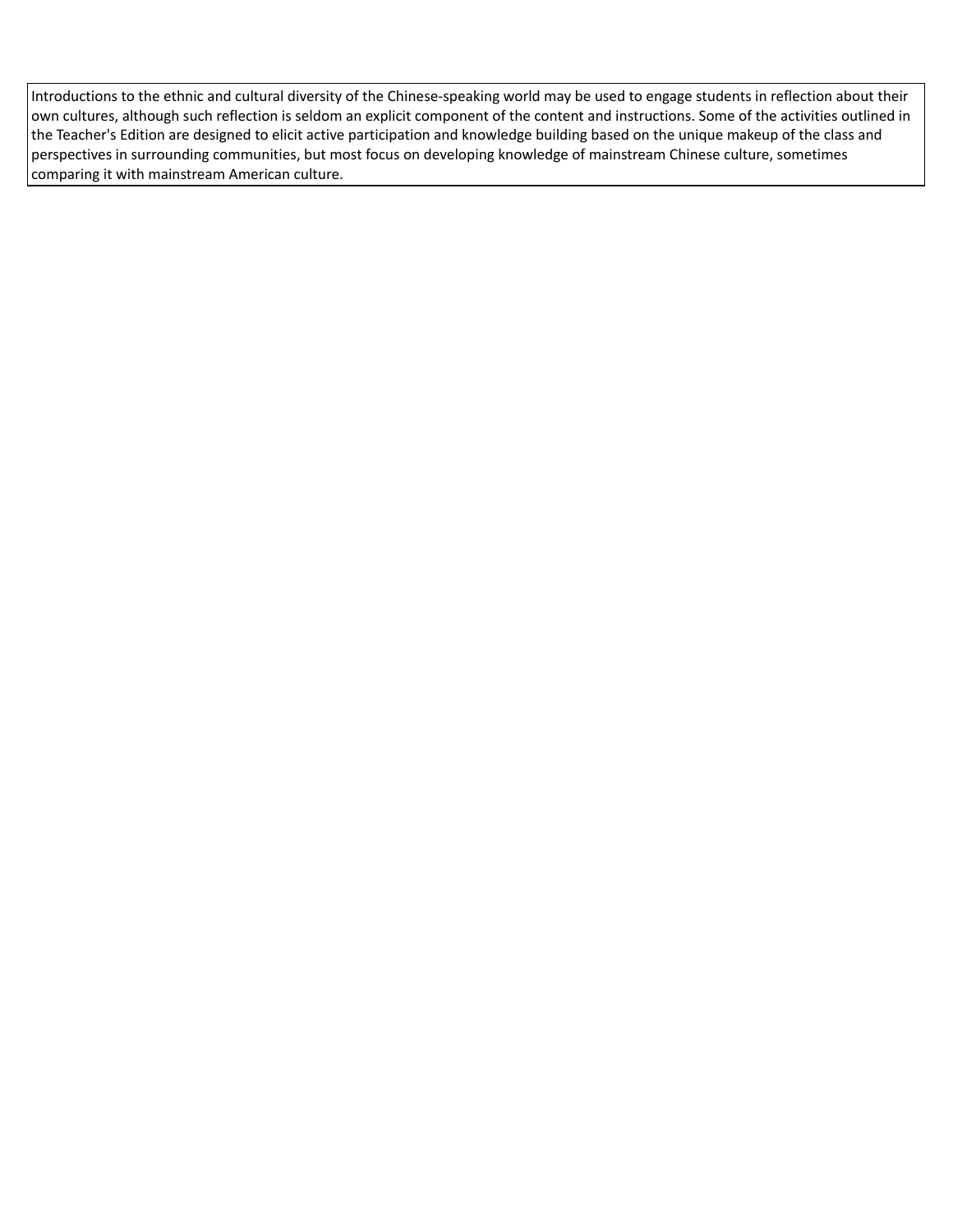Introductions to the ethnic and cultural diversity of the Chinese-speaking world may be used to engage students in reflection about their own cultures, although such reflection is seldom an explicit component of the content and instructions. Some of the activities outlined in the Teacher's Edition are designed to elicit active participation and knowledge building based on the unique makeup of the class and perspectives in surrounding communities, but most focus on developing knowledge of mainstream Chinese culture, sometimes comparing it with mainstream American culture.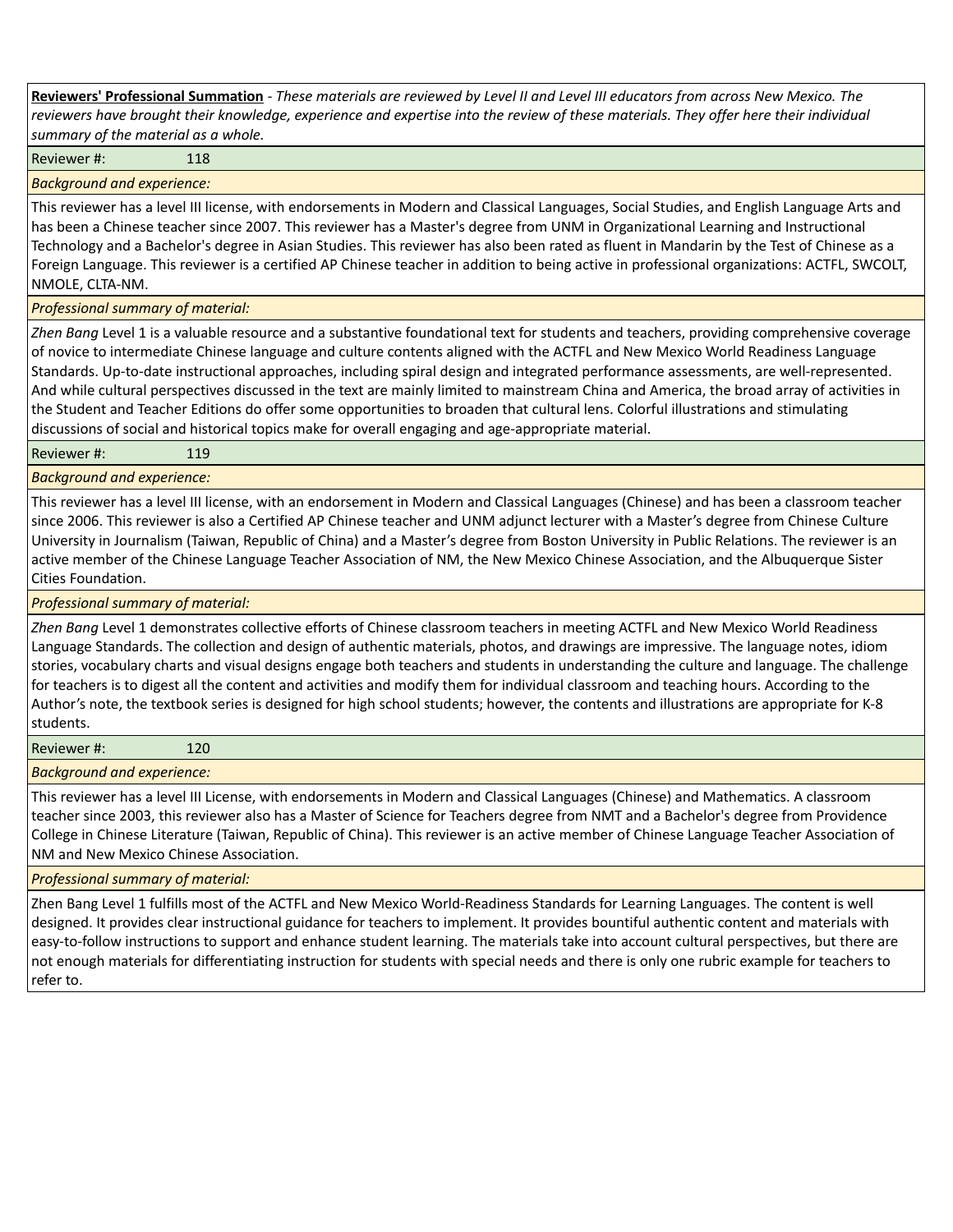**Reviewers' Professional Summation** - *These materials are reviewed by Level II and Level III educators from across New Mexico. The reviewers have brought their knowledge, experience and expertise into the review of these materials. They offer here their individual summary of the material as a whole.*

Reviewer #: 118

*Background and experience:*

This reviewer has a level III license, with endorsements in Modern and Classical Languages, Social Studies, and English Language Arts and has been a Chinese teacher since 2007. This reviewer has a Master's degree from UNM in Organizational Learning and Instructional Technology and a Bachelor's degree in Asian Studies. This reviewer has also been rated as fluent in Mandarin by the Test of Chinese as a Foreign Language. This reviewer is a certified AP Chinese teacher in addition to being active in professional organizations: ACTFL, SWCOLT, NMOLE, CLTA-NM.

*Professional summary of material:*

*Zhen Bang* Level 1 is a valuable resource and a substantive foundational text for students and teachers, providing comprehensive coverage of novice to intermediate Chinese language and culture contents aligned with the ACTFL and New Mexico World Readiness Language Standards. Up-to-date instructional approaches, including spiral design and integrated performance assessments, are well-represented. And while cultural perspectives discussed in the text are mainly limited to mainstream China and America, the broad array of activities in the Student and Teacher Editions do offer some opportunities to broaden that cultural lens. Colorful illustrations and stimulating discussions of social and historical topics make for overall engaging and age-appropriate material.

Reviewer #: 119

*Background and experience:*

This reviewer has a level III license, with an endorsement in Modern and Classical Languages (Chinese) and has been a classroom teacher since 2006. This reviewer is also a Certified AP Chinese teacher and UNM adjunct lecturer with a Master's degree from Chinese Culture University in Journalism (Taiwan, Republic of China) and a Master's degree from Boston University in Public Relations. The reviewer is an active member of the Chinese Language Teacher Association of NM, the New Mexico Chinese Association, and the Albuquerque Sister Cities Foundation.

*Professional summary of material:*

*Zhen Bang* Level 1 demonstrates collective efforts of Chinese classroom teachers in meeting ACTFL and New Mexico World Readiness Language Standards. The collection and design of authentic materials, photos, and drawings are impressive. The language notes, idiom stories, vocabulary charts and visual designs engage both teachers and students in understanding the culture and language. The challenge for teachers is to digest all the content and activities and modify them for individual classroom and teaching hours. According to the Author's note, the textbook series is designed for high school students; however, the contents and illustrations are appropriate for K-8 students.

Reviewer #: 120

*Background and experience:*

This reviewer has a level III License, with endorsements in Modern and Classical Languages (Chinese) and Mathematics. A classroom teacher since 2003, this reviewer also has a Master of Science for Teachers degree from NMT and a Bachelor's degree from Providence College in Chinese Literature (Taiwan, Republic of China). This reviewer is an active member of Chinese Language Teacher Association of NM and New Mexico Chinese Association.

*Professional summary of material:*

Zhen Bang Level 1 fulfills most of the ACTFL and New Mexico World-Readiness Standards for Learning Languages. The content is well designed. It provides clear instructional guidance for teachers to implement. It provides bountiful authentic content and materials with easy-to-follow instructions to support and enhance student learning. The materials take into account cultural perspectives, but there are not enough materials for differentiating instruction for students with special needs and there is only one rubric example for teachers to refer to.